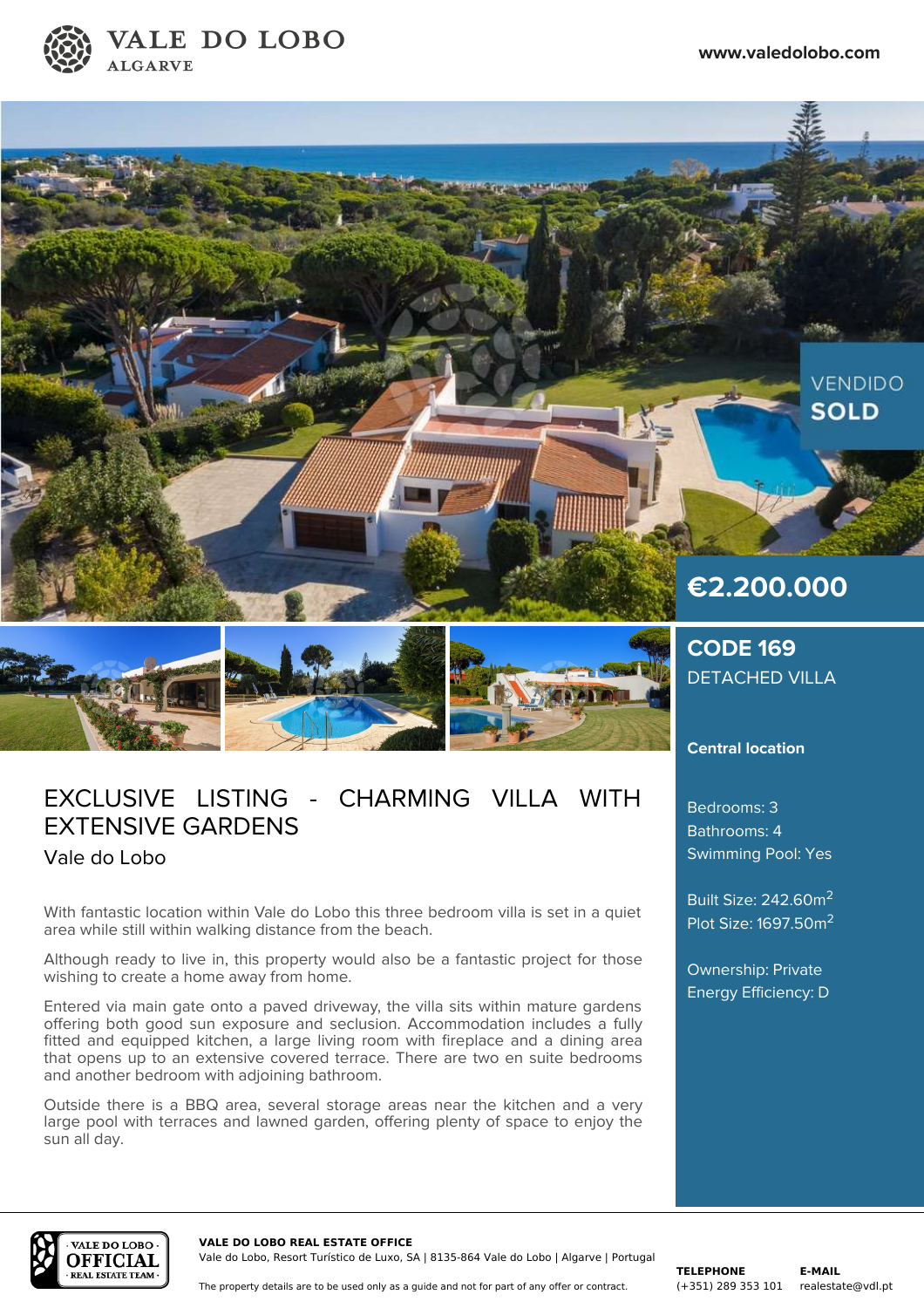VALE DO LOBO
ALGARVE

www.valedolobo.com

VENDIDO
**SOLD**

**€2.200.000**

**CODE 169**
DETACHED VILLA

**Central location**

Bedrooms: 3
Bathrooms: 4
Swimming Pool: Yes

Built Size: 242.60m$^2$
Plot Size: 1697.50m$^2$

Ownership: Private
Energy Efficiency: D

# EXCLUSIVE LISTING - CHARMING VILLA WITH EXTENSIVE GARDENS

## Vale do Lobo

With fantastic location within Vale do Lobo this three bedroom villa is set in a quiet area while still within walking distance from the beach.

Although ready to live in, this property would also be a fantastic project for those wishing to create a home away from home.

Entered via main gate onto a paved driveway, the villa sits within mature gardens offering both good sun exposure and seclusion. Accommodation includes a fully fitted and equipped kitchen, a large living room with fireplace and a dining area that opens up to an extensive covered terrace. There are two en suite bedrooms and another bedroom with adjoining bathroom.

Outside there is a BBQ area, several storage areas near the kitchen and a very large pool with terraces and lawned garden, offering plenty of space to enjoy the sun all day.

· VALE DO LOBO ·
OFFICIAL
· REAL ESTATE TEAM ·

**VALE DO LOBO REAL ESTATE OFFICE**
Vale do Lobo, Resort Turístico de Luxo, SA | 8135-864 Vale do Lobo | Algarve | Portugal

The property details are to be used only as a guide and not for part of any offer or contract.

**TELEPHONE**
(+351) 289 353 101

**E-MAIL**
realestate@vdl.pt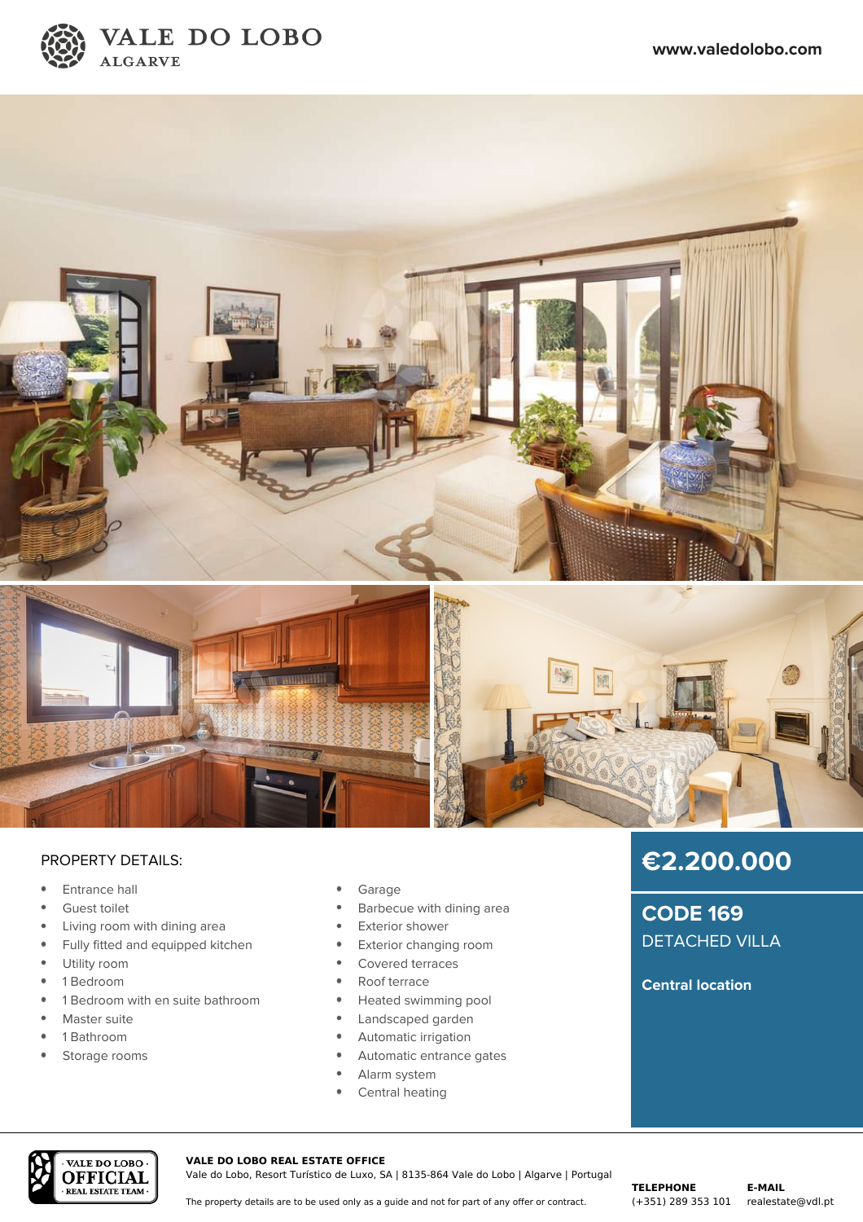# VALE DO LOBO
ALGARVE

www.valedolobo.com

## PROPERTY DETAILS:

- Entrance hall
- Guest toilet
- Living room with dining area
- Fully fitted and equipped kitchen
- Utility room
- 1 Bedroom
- 1 Bedroom with en suite bathroom
- Master suite
- 1 Bathroom
- Storage rooms
- Garage
- Barbecue with dining area
- Exterior shower
- Exterior changing room
- Covered terraces
- Roof terrace
- Heated swimming pool
- Landscaped garden
- Automatic irrigation
- Automatic entrance gates
- Alarm system
- Central heating

## €2.200.000

## CODE 169
DETACHED VILLA

**Central location**

**VALE DO LOBO REAL ESTATE OFFICE**
Vale do Lobo, Resort Turístico de Luxo, SA | 8135-864 Vale do Lobo | Algarve | Portugal

The property details are to be used only as a guide and not for part of any offer or contract.

**TELEPHONE**
(+351) 289 353 101

**E-MAIL**
realestate@vdl.pt